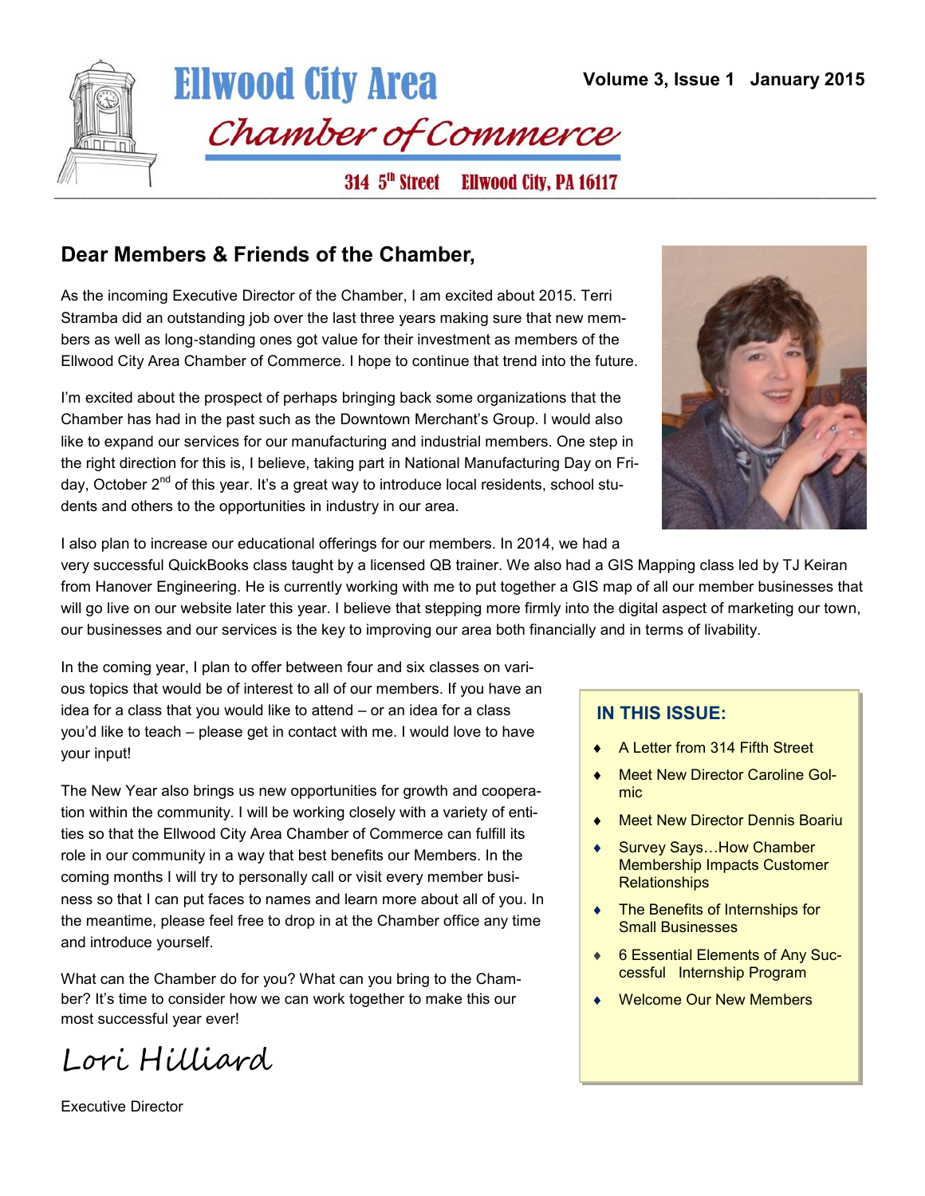# Ellwood City Area Chamber of Commerce

314 5th Street Ellwood City, PA 16117

Volume 3, Issue 1 January 2015

## Dear Members & Friends of the Chamber,

As the incoming Executive Director of the Chamber, I am excited about 2015. Terri Stramba did an outstanding job over the last three years making sure that new members as well as long-standing ones got value for their investment as members of the Ellwood City Area Chamber of Commerce. I hope to continue that trend into the future.

I'm excited about the prospect of perhaps bringing back some organizations that the Chamber has had in the past such as the Downtown Merchant's Group. I would also like to expand our services for our manufacturing and industrial members. One step in the right direction for this is, I believe, taking part in National Manufacturing Day on Friday, October 2nd of this year. It's a great way to introduce local residents, school students and others to the opportunities in industry in our area.

I also plan to increase our educational offerings for our members. In 2014, we had a very successful QuickBooks class taught by a licensed QB trainer. We also had a GIS Mapping class led by TJ Keiran from Hanover Engineering. He is currently working with me to put together a GIS map of all our member businesses that will go live on our website later this year. I believe that stepping more firmly into the digital aspect of marketing our town, our businesses and our services is the key to improving our area both financially and in terms of livability.

In the coming year, I plan to offer between four and six classes on various topics that would be of interest to all of our members. If you have an idea for a class that you would like to attend – or an idea for a class you'd like to teach – please get in contact with me. I would love to have your input!

The New Year also brings us new opportunities for growth and cooperation within the community. I will be working closely with a variety of entities so that the Ellwood City Area Chamber of Commerce can fulfill its role in our community in a way that best benefits our Members. In the coming months I will try to personally call or visit every member business so that I can put faces to names and learn more about all of you. In the meantime, please feel free to drop in at the Chamber office any time and introduce yourself.

What can the Chamber do for you? What can you bring to the Chamber? It's time to consider how we can work together to make this our most successful year ever!

*Lori Hilliard*

Executive Director

### IN THIS ISSUE:

- A Letter from 314 Fifth Street
- Meet New Director Caroline Golmic
- Meet New Director Dennis Boariu
- Survey Says…How Chamber Membership Impacts Customer Relationships
- The Benefits of Internships for Small Businesses
- 6 Essential Elements of Any Successful Internship Program
- Welcome Our New Members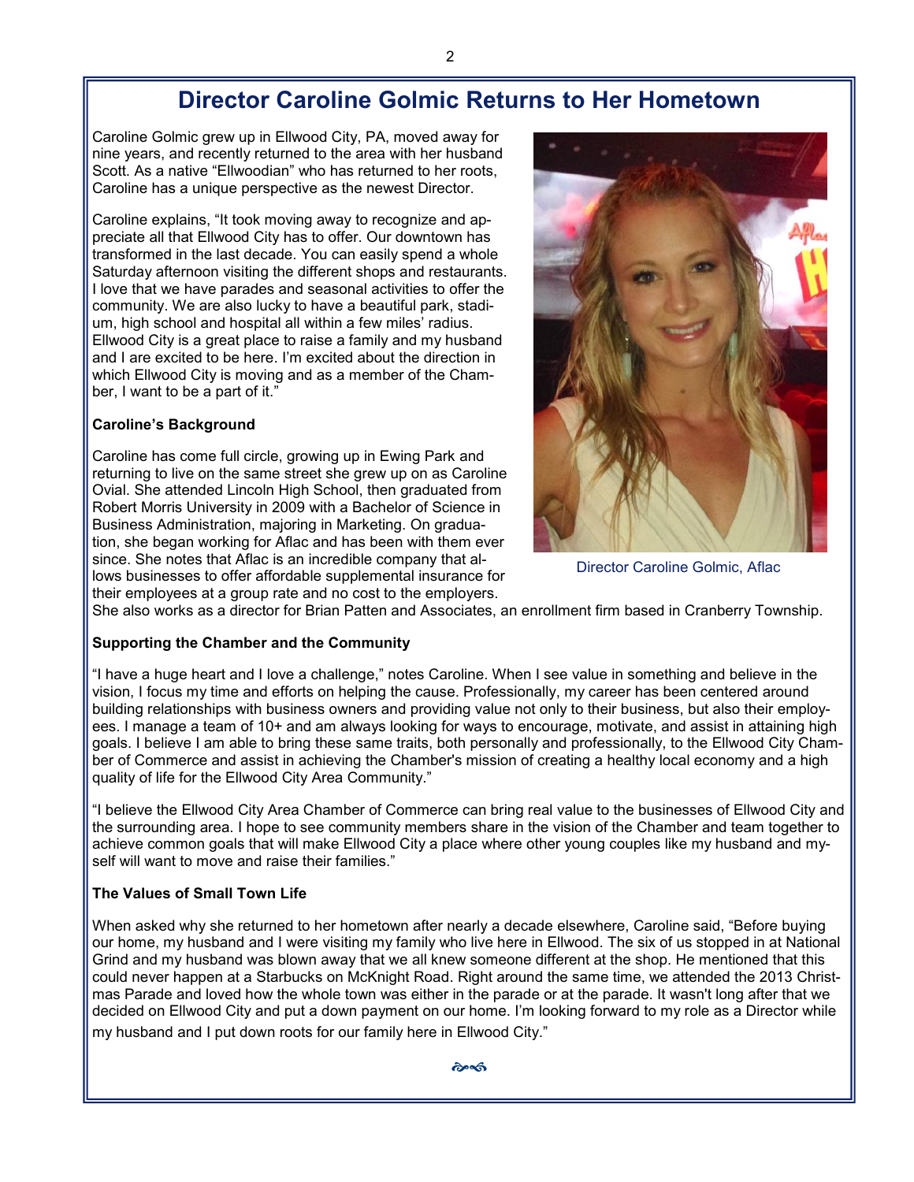# Director Caroline Golmic Returns to Her Hometown

Caroline Golmic grew up in Ellwood City, PA, moved away for nine years, and recently returned to the area with her husband Scott. As a native "Ellwoodian" who has returned to her roots, Caroline has a unique perspective as the newest Director.

Caroline explains, "It took moving away to recognize and appreciate all that Ellwood City has to offer. Our downtown has transformed in the last decade. You can easily spend a whole Saturday afternoon visiting the different shops and restaurants. I love that we have parades and seasonal activities to offer the community. We are also lucky to have a beautiful park, stadium, high school and hospital all within a few miles' radius. Ellwood City is a great place to raise a family and my husband and I are excited to be here. I'm excited about the direction in which Ellwood City is moving and as a member of the Chamber, I want to be a part of it."

Director Caroline Golmic, Aflac

**Caroline's Background**

Caroline has come full circle, growing up in Ewing Park and returning to live on the same street she grew up on as Caroline Ovial. She attended Lincoln High School, then graduated from Robert Morris University in 2009 with a Bachelor of Science in Business Administration, majoring in Marketing. On graduation, she began working for Aflac and has been with them ever since. She notes that Aflac is an incredible company that allows businesses to offer affordable supplemental insurance for their employees at a group rate and no cost to the employers. She also works as a director for Brian Patten and Associates, an enrollment firm based in Cranberry Township.

**Supporting the Chamber and the Community**

"I have a huge heart and I love a challenge," notes Caroline. When I see value in something and believe in the vision, I focus my time and efforts on helping the cause. Professionally, my career has been centered around building relationships with business owners and providing value not only to their business, but also their employees. I manage a team of 10+ and am always looking for ways to encourage, motivate, and assist in attaining high goals. I believe I am able to bring these same traits, both personally and professionally, to the Ellwood City Chamber of Commerce and assist in achieving the Chamber's mission of creating a healthy local economy and a high quality of life for the Ellwood City Area Community."

"I believe the Ellwood City Area Chamber of Commerce can bring real value to the businesses of Ellwood City and the surrounding area. I hope to see community members share in the vision of the Chamber and team together to achieve common goals that will make Ellwood City a place where other young couples like my husband and myself will want to move and raise their families."

**The Values of Small Town Life**

When asked why she returned to her hometown after nearly a decade elsewhere, Caroline said, "Before buying our home, my husband and I were visiting my family who live here in Ellwood. The six of us stopped in at National Grind and my husband was blown away that we all knew someone different at the shop. He mentioned that this could never happen at a Starbucks on McKnight Road. Right around the same time, we attended the 2013 Christmas Parade and loved how the whole town was either in the parade or at the parade. It wasn't long after that we decided on Ellwood City and put a down payment on our home. I'm looking forward to my role as a Director while my husband and I put down roots for our family here in Ellwood City."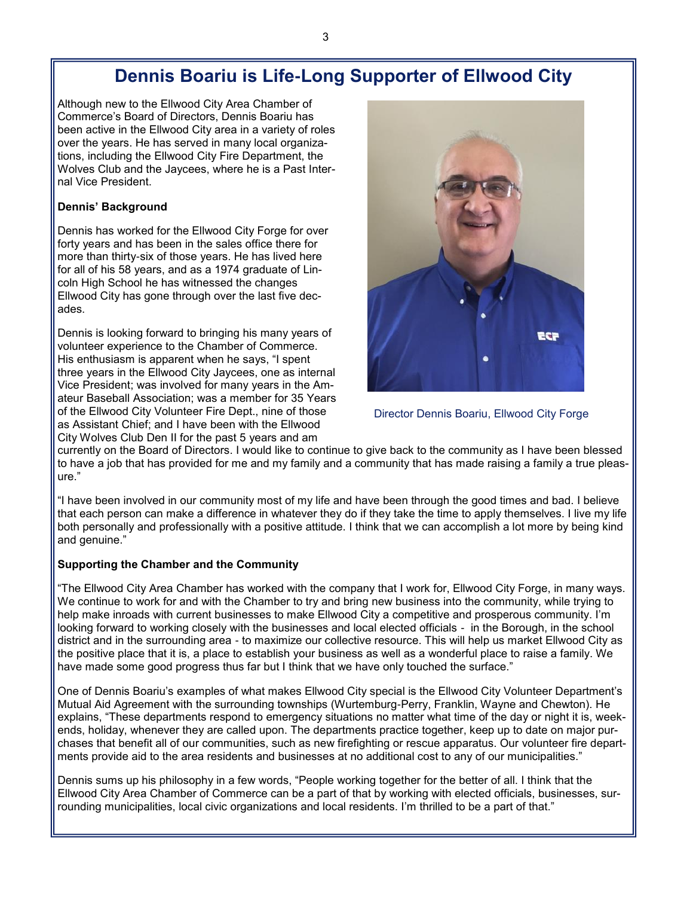# Dennis Boariu is Life-Long Supporter of Ellwood City

Although new to the Ellwood City Area Chamber of Commerce's Board of Directors, Dennis Boariu has been active in the Ellwood City area in a variety of roles over the years. He has served in many local organizations, including the Ellwood City Fire Department, the Wolves Club and the Jaycees, where he is a Past Internal Vice President.

**Dennis' Background**

Dennis has worked for the Ellwood City Forge for over forty years and has been in the sales office there for more than thirty-six of those years. He has lived here for all of his 58 years, and as a 1974 graduate of Lincoln High School he has witnessed the changes Ellwood City has gone through over the last five decades.

Dennis is looking forward to bringing his many years of volunteer experience to the Chamber of Commerce. His enthusiasm is apparent when he says, "I spent three years in the Ellwood City Jaycees, one as internal Vice President; was involved for many years in the Amateur Baseball Association; was a member for 35 Years of the Ellwood City Volunteer Fire Dept., nine of those as Assistant Chief; and I have been with the Ellwood City Wolves Club Den II for the past 5 years and am currently on the Board of Directors. I would like to continue to give back to the community as I have been blessed to have a job that has provided for me and my family and a community that has made raising a family a true pleasure."

Director Dennis Boariu, Ellwood City Forge

"I have been involved in our community most of my life and have been through the good times and bad. I believe that each person can make a difference in whatever they do if they take the time to apply themselves. I live my life both personally and professionally with a positive attitude. I think that we can accomplish a lot more by being kind and genuine."

**Supporting the Chamber and the Community**

"The Ellwood City Area Chamber has worked with the company that I work for, Ellwood City Forge, in many ways. We continue to work for and with the Chamber to try and bring new business into the community, while trying to help make inroads with current businesses to make Ellwood City a competitive and prosperous community. I'm looking forward to working closely with the businesses and local elected officials - in the Borough, in the school district and in the surrounding area - to maximize our collective resource. This will help us market Ellwood City as the positive place that it is, a place to establish your business as well as a wonderful place to raise a family. We have made some good progress thus far but I think that we have only touched the surface."

One of Dennis Boariu's examples of what makes Ellwood City special is the Ellwood City Volunteer Department's Mutual Aid Agreement with the surrounding townships (Wurtemburg-Perry, Franklin, Wayne and Chewton). He explains, "These departments respond to emergency situations no matter what time of the day or night it is, weekends, holiday, whenever they are called upon. The departments practice together, keep up to date on major purchases that benefit all of our communities, such as new firefighting or rescue apparatus. Our volunteer fire departments provide aid to the area residents and businesses at no additional cost to any of our municipalities."

Dennis sums up his philosophy in a few words, "People working together for the better of all. I think that the Ellwood City Area Chamber of Commerce can be a part of that by working with elected officials, businesses, surrounding municipalities, local civic organizations and local residents. I'm thrilled to be a part of that."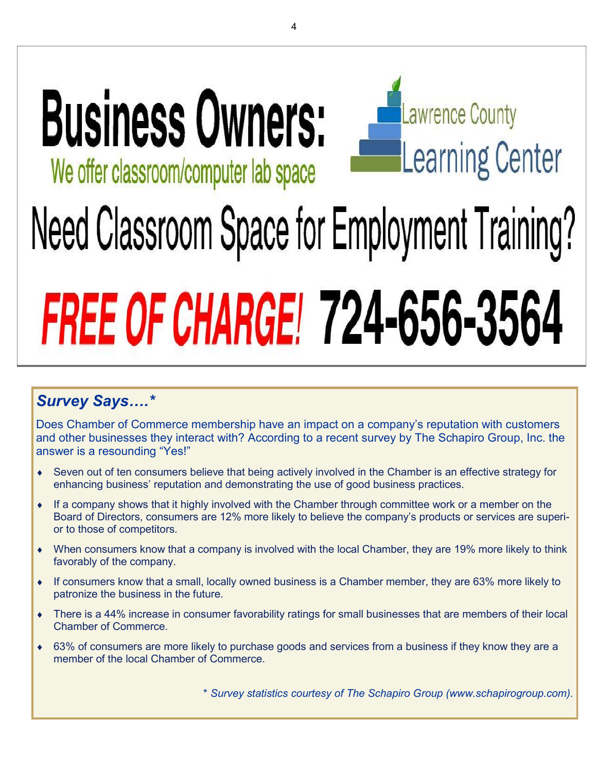# Business Owners:

We offer classroom/computer lab space

Lawrence County Learning Center

## Need Classroom Space for Employment Training?

**FREE OF CHARGE! 724-656-3564**

## *Survey Says….**

Does Chamber of Commerce membership have an impact on a company's reputation with customers and other businesses they interact with? According to a recent survey by The Schapiro Group, Inc. the answer is a resounding "Yes!"

- Seven out of ten consumers believe that being actively involved in the Chamber is an effective strategy for enhancing business' reputation and demonstrating the use of good business practices.
- If a company shows that it highly involved with the Chamber through committee work or a member on the Board of Directors, consumers are 12% more likely to believe the company's products or services are superior to those of competitors.
- When consumers know that a company is involved with the local Chamber, they are 19% more likely to think favorably of the company.
- If consumers know that a small, locally owned business is a Chamber member, they are 63% more likely to patronize the business in the future.
- There is a 44% increase in consumer favorability ratings for small businesses that are members of their local Chamber of Commerce.
- 63% of consumers are more likely to purchase goods and services from a business if they know they are a member of the local Chamber of Commerce.

*\* Survey statistics courtesy of The Schapiro Group (www.schapirogroup.com).*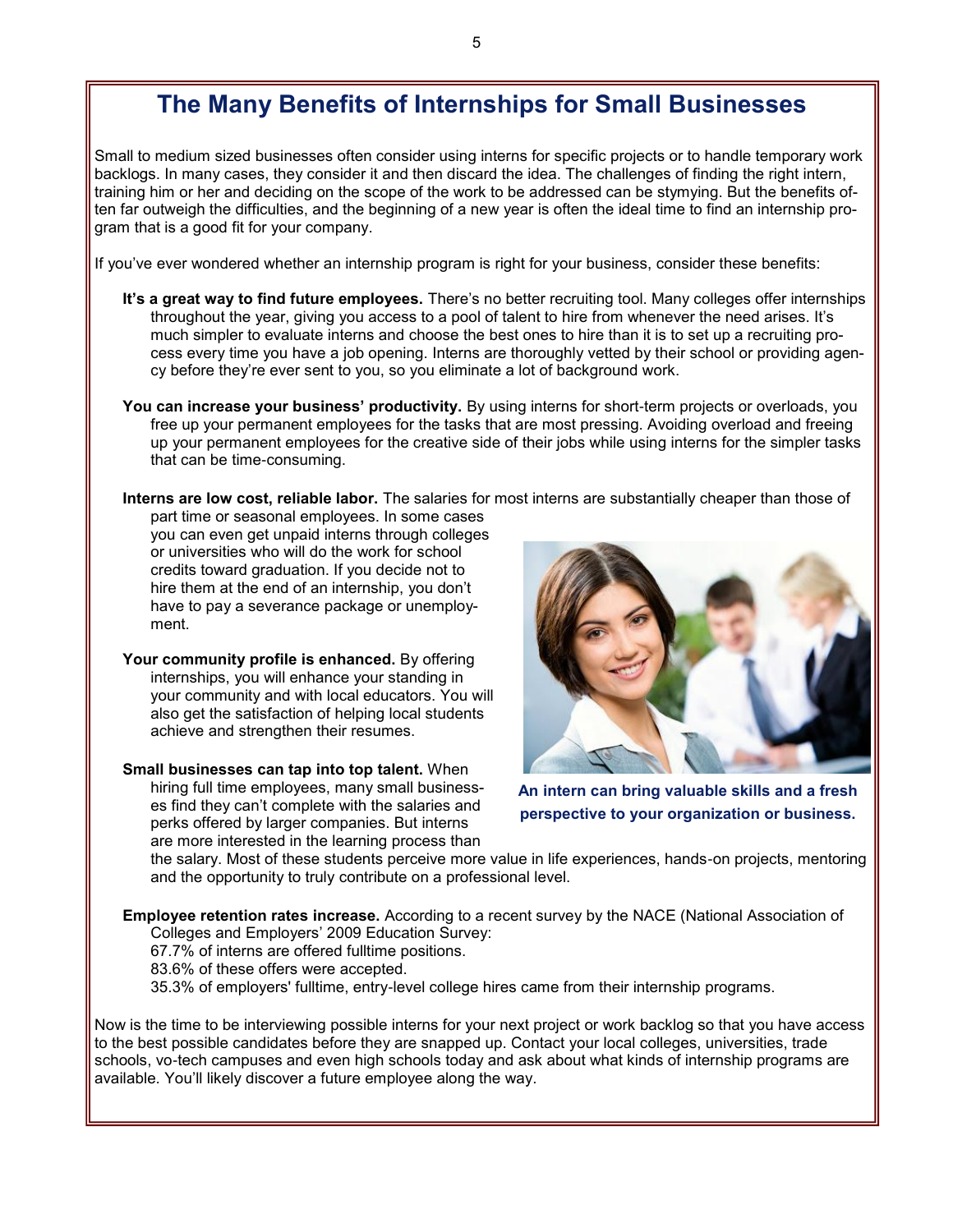# The Many Benefits of Internships for Small Businesses

Small to medium sized businesses often consider using interns for specific projects or to handle temporary work backlogs. In many cases, they consider it and then discard the idea. The challenges of finding the right intern, training him or her and deciding on the scope of the work to be addressed can be stymying. But the benefits often far outweigh the difficulties, and the beginning of a new year is often the ideal time to find an internship program that is a good fit for your company.

If you've ever wondered whether an internship program is right for your business, consider these benefits:

**It's a great way to find future employees.** There's no better recruiting tool. Many colleges offer internships throughout the year, giving you access to a pool of talent to hire from whenever the need arises. It's much simpler to evaluate interns and choose the best ones to hire than it is to set up a recruiting process every time you have a job opening. Interns are thoroughly vetted by their school or providing agency before they're ever sent to you, so you eliminate a lot of background work.

**You can increase your business' productivity.** By using interns for short-term projects or overloads, you free up your permanent employees for the tasks that are most pressing. Avoiding overload and freeing up your permanent employees for the creative side of their jobs while using interns for the simpler tasks that can be time-consuming.

**Interns are low cost, reliable labor.** The salaries for most interns are substantially cheaper than those of part time or seasonal employees. In some cases you can even get unpaid interns through colleges or universities who will do the work for school credits toward graduation. If you decide not to hire them at the end of an internship, you don't have to pay a severance package or unemployment.

**Your community profile is enhanced.** By offering internships, you will enhance your standing in your community and with local educators. You will also get the satisfaction of helping local students achieve and strengthen their resumes.

**Small businesses can tap into top talent.** When hiring full time employees, many small businesses find they can't complete with the salaries and perks offered by larger companies. But interns are more interested in the learning process than the salary. Most of these students perceive more value in life experiences, hands-on projects, mentoring and the opportunity to truly contribute on a professional level.

**An intern can bring valuable skills and a fresh perspective to your organization or business.**

**Employee retention rates increase.** According to a recent survey by the NACE (National Association of Colleges and Employers' 2009 Education Survey:

67.7% of interns are offered fulltime positions.

83.6% of these offers were accepted.

35.3% of employers' fulltime, entry-level college hires came from their internship programs.

Now is the time to be interviewing possible interns for your next project or work backlog so that you have access to the best possible candidates before they are snapped up. Contact your local colleges, universities, trade schools, vo-tech campuses and even high schools today and ask about what kinds of internship programs are available. You'll likely discover a future employee along the way.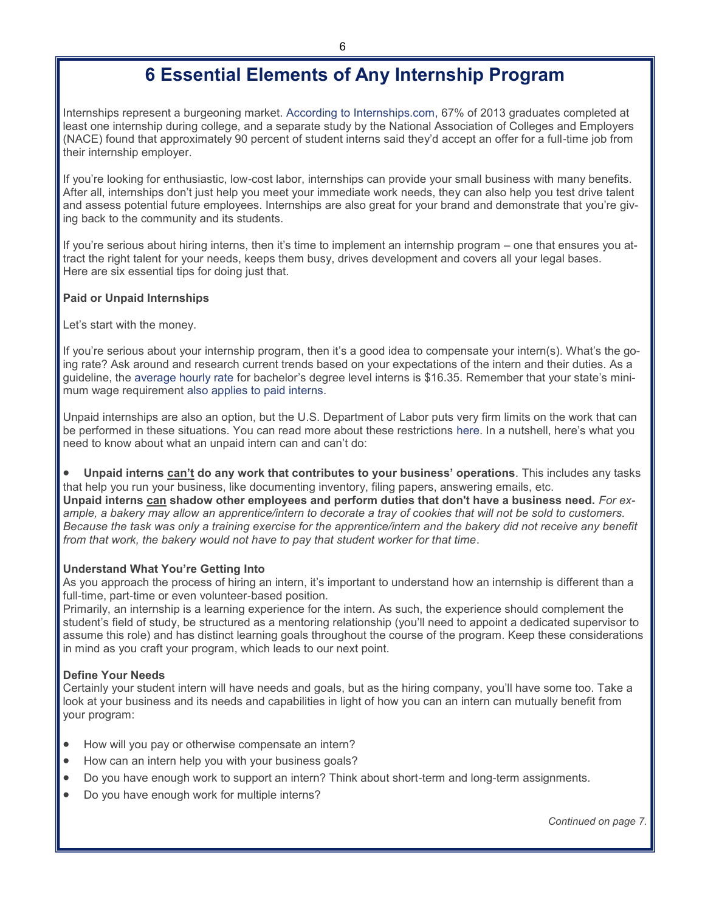# 6 Essential Elements of Any Internship Program

Internships represent a burgeoning market. According to Internships.com, 67% of 2013 graduates completed at least one internship during college, and a separate study by the National Association of Colleges and Employers (NACE) found that approximately 90 percent of student interns said they'd accept an offer for a full-time job from their internship employer.

If you're looking for enthusiastic, low-cost labor, internships can provide your small business with many benefits. After all, internships don't just help you meet your immediate work needs, they can also help you test drive talent and assess potential future employees. Internships are also great for your brand and demonstrate that you're giving back to the community and its students.

If you're serious about hiring interns, then it's time to implement an internship program – one that ensures you attract the right talent for your needs, keeps them busy, drives development and covers all your legal bases. Here are six essential tips for doing just that.

**Paid or Unpaid Internships**

Let's start with the money.

If you're serious about your internship program, then it's a good idea to compensate your intern(s). What's the going rate? Ask around and research current trends based on your expectations of the intern and their duties. As a guideline, the average hourly rate for bachelor's degree level interns is $16.35. Remember that your state's minimum wage requirement also applies to paid interns.

Unpaid internships are also an option, but the U.S. Department of Labor puts very firm limits on the work that can be performed in these situations. You can read more about these restrictions here. In a nutshell, here's what you need to know about what an unpaid intern can and can't do:

- **Unpaid interns <u>can't</u> do any work that contributes to your business' operations**. This includes any tasks that help you run your business, like documenting inventory, filing papers, answering emails, etc.

**Unpaid interns <u>can</u> shadow other employees and perform duties that don't have a business need.** *For example, a bakery may allow an apprentice/intern to decorate a tray of cookies that will not be sold to customers. Because the task was only a training exercise for the apprentice/intern and the bakery did not receive any benefit from that work, the bakery would not have to pay that student worker for that time*.

**Understand What You're Getting Into**

As you approach the process of hiring an intern, it's important to understand how an internship is different than a full-time, part-time or even volunteer-based position.

Primarily, an internship is a learning experience for the intern. As such, the experience should complement the student's field of study, be structured as a mentoring relationship (you'll need to appoint a dedicated supervisor to assume this role) and has distinct learning goals throughout the course of the program. Keep these considerations in mind as you craft your program, which leads to our next point.

**Define Your Needs**

Certainly your student intern will have needs and goals, but as the hiring company, you'll have some too. Take a look at your business and its needs and capabilities in light of how you can an intern can mutually benefit from your program:

- How will you pay or otherwise compensate an intern?
- How can an intern help you with your business goals?
- Do you have enough work to support an intern? Think about short-term and long-term assignments.
- Do you have enough work for multiple interns?

*Continued on page 7.*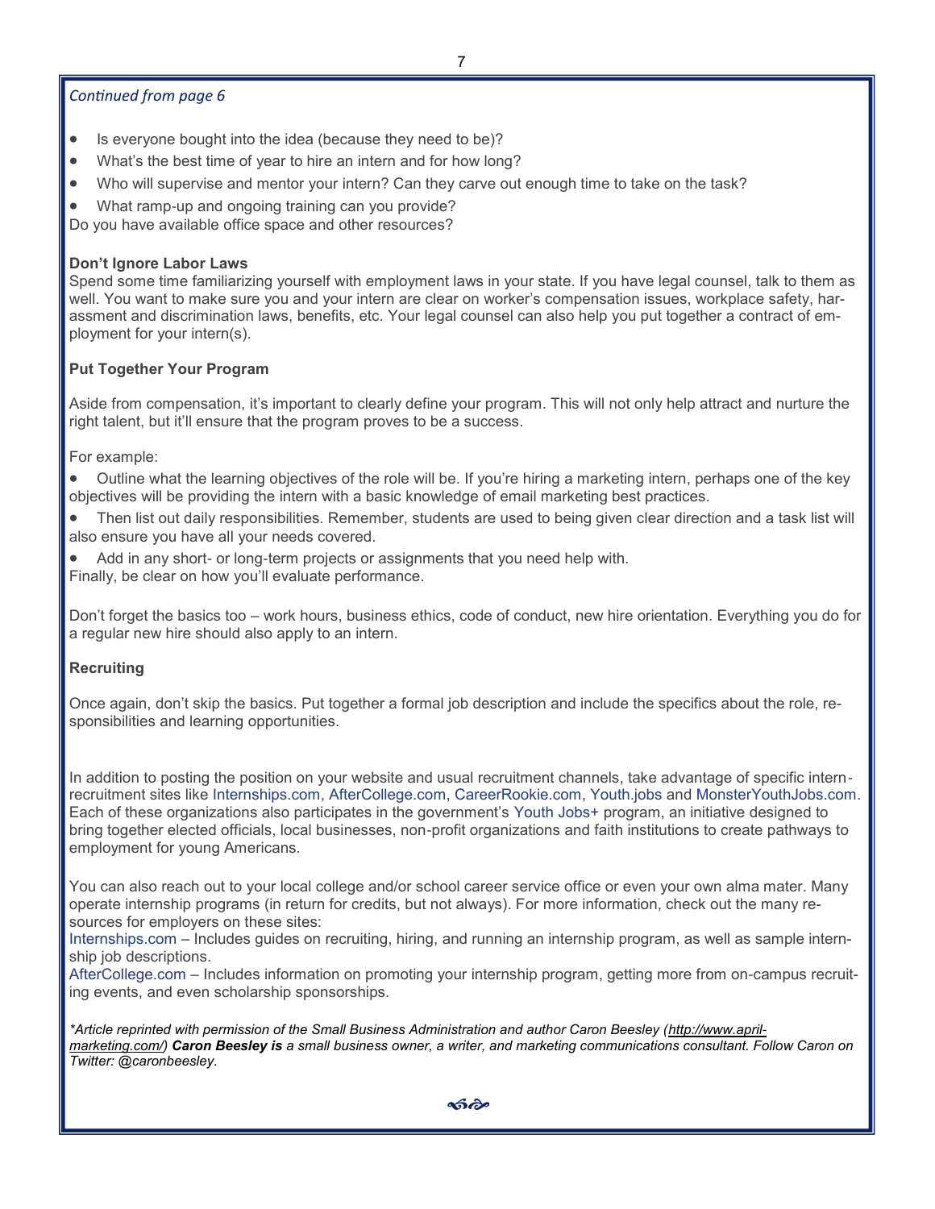*Continued from page 6*

- Is everyone bought into the idea (because they need to be)?
- What's the best time of year to hire an intern and for how long?
- Who will supervise and mentor your intern? Can they carve out enough time to take on the task?
- What ramp-up and ongoing training can you provide?

Do you have available office space and other resources?

**Don't Ignore Labor Laws**

Spend some time familiarizing yourself with employment laws in your state. If you have legal counsel, talk to them as well. You want to make sure you and your intern are clear on worker's compensation issues, workplace safety, harassment and discrimination laws, benefits, etc. Your legal counsel can also help you put together a contract of employment for your intern(s).

**Put Together Your Program**

Aside from compensation, it's important to clearly define your program. This will not only help attract and nurture the right talent, but it'll ensure that the program proves to be a success.

For example:

- Outline what the learning objectives of the role will be. If you're hiring a marketing intern, perhaps one of the key objectives will be providing the intern with a basic knowledge of email marketing best practices.
- Then list out daily responsibilities. Remember, students are used to being given clear direction and a task list will also ensure you have all your needs covered.
- Add in any short- or long-term projects or assignments that you need help with.

Finally, be clear on how you'll evaluate performance.

Don't forget the basics too – work hours, business ethics, code of conduct, new hire orientation. Everything you do for a regular new hire should also apply to an intern.

**Recruiting**

Once again, don't skip the basics. Put together a formal job description and include the specifics about the role, responsibilities and learning opportunities.

In addition to posting the position on your website and usual recruitment channels, take advantage of specific intern-recruitment sites like Internships.com, AfterCollege.com, CareerRookie.com, Youth.jobs and MonsterYouthJobs.com. Each of these organizations also participates in the government's Youth Jobs+ program, an initiative designed to bring together elected officials, local businesses, non-profit organizations and faith institutions to create pathways to employment for young Americans.

You can also reach out to your local college and/or school career service office or even your own alma mater. Many operate internship programs (in return for credits, but not always). For more information, check out the many resources for employers on these sites:

Internships.com – Includes guides on recruiting, hiring, and running an internship program, as well as sample internship job descriptions.

AfterCollege.com – Includes information on promoting your internship program, getting more from on-campus recruiting events, and even scholarship sponsorships.

*\*Article reprinted with permission of the Small Business Administration and author Caron Beesley (http://www.april-marketing.com/) **Caron Beesley is** a small business owner, a writer, and marketing communications consultant. Follow Caron on Twitter: @caronbeesley.*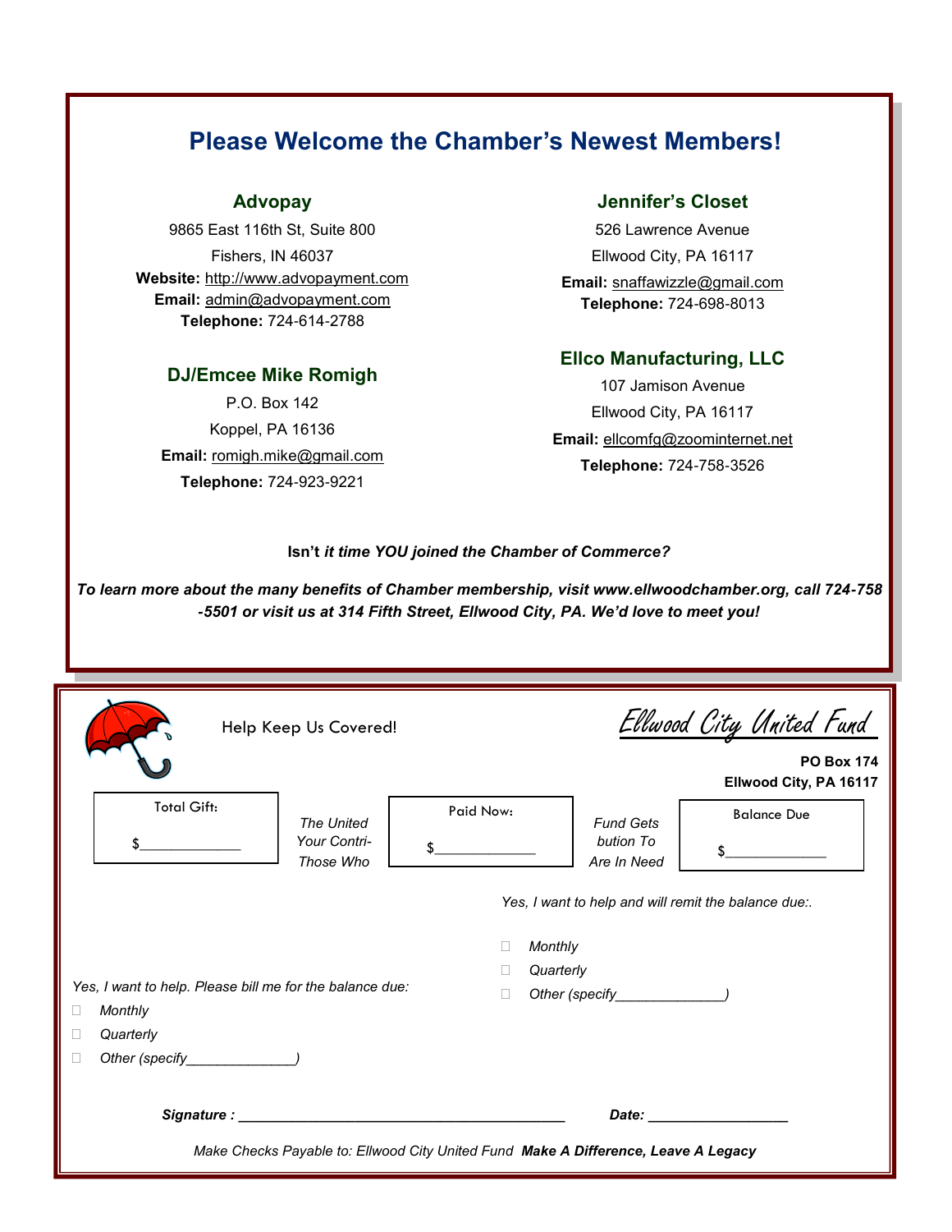# Please Welcome the Chamber's Newest Members!

### Advopay

9865 East 116th St, Suite 800

Fishers, IN 46037

**Website:** http://www.advopayment.com

**Email:** admin@advopayment.com

**Telephone:** 724-614-2788

### DJ/Emcee Mike Romigh

P.O. Box 142

Koppel, PA 16136

**Email:** romigh.mike@gmail.com

**Telephone:** 724-923-9221

### Jennifer's Closet

526 Lawrence Avenue

Ellwood City, PA 16117

**Email:** snaffawizzle@gmail.com

**Telephone:** 724-698-8013

### Ellco Manufacturing, LLC

107 Jamison Avenue

Ellwood City, PA 16117

**Email:** ellcomfg@zoominternet.net

**Telephone:** 724-758-3526

**Isn't *it time YOU joined the Chamber of Commerce?***

***To learn more about the many benefits of Chamber membership, visit www.ellwoodchamber.org, call 724-758-5501 or visit us at 314 Fifth Street, Ellwood City, PA. We'd love to meet you!***

---

Help Keep Us Covered!

## Ellwood City United Fund

**PO Box 174**
**Ellwood City, PA 16117**

| Total Gift: | | Paid Now: | | Balance Due |
|---|---|---|---|---|
| $______________ | *The United Your Contri- Those Who* | $______________ | *Fund Gets bution To Are In Need* | $______________ |

*Yes, I want to help and will remit the balance due:.*

- ☐ *Monthly*
- ☐ *Quarterly*
- ☐ *Other (specify______________)*

*Yes, I want to help. Please bill me for the balance due:*

- ☐ *Monthly*
- ☐ *Quarterly*
- ☐ *Other (specify______________)*

***Signature :*** ___________________________________________ ***Date:*** __________________

*Make Checks Payable to: Ellwood City United Fund* ***Make A Difference, Leave A Legacy***